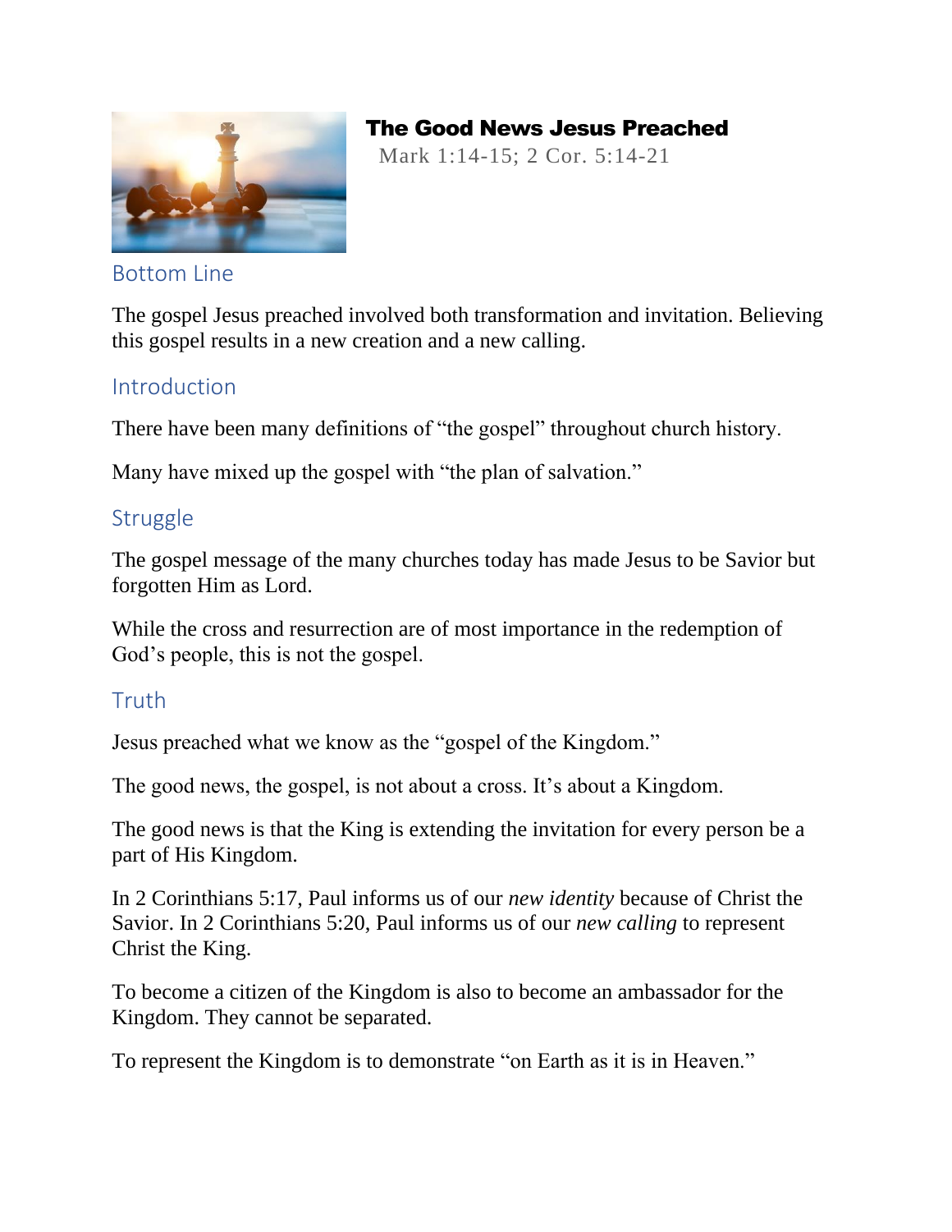# The Good News Jesus Preached

Mark 1:14-15; 2 Cor. 5:14-21

## Bottom Line

The gospel Jesus preached involved both transformation and invitation. Believing this gospel results in a new creation and a new calling.

## Introduction

There have been many definitions of "the gospel" throughout church history.

Many have mixed up the gospel with "the plan of salvation."

## Struggle

The gospel message of the many churches today has made Jesus to be Savior but forgotten Him as Lord.

While the cross and resurrection are of most importance in the redemption of God's people, this is not the gospel.

## Truth

Jesus preached what we know as the "gospel of the Kingdom."

The good news, the gospel, is not about a cross. It's about a Kingdom.

The good news is that the King is extending the invitation for every person be a part of His Kingdom.

In 2 Corinthians 5:17, Paul informs us of our *new identity* because of Christ the Savior. In 2 Corinthians 5:20, Paul informs us of our *new calling* to represent Christ the King.

To become a citizen of the Kingdom is also to become an ambassador for the Kingdom. They cannot be separated.

To represent the Kingdom is to demonstrate "on Earth as it is in Heaven."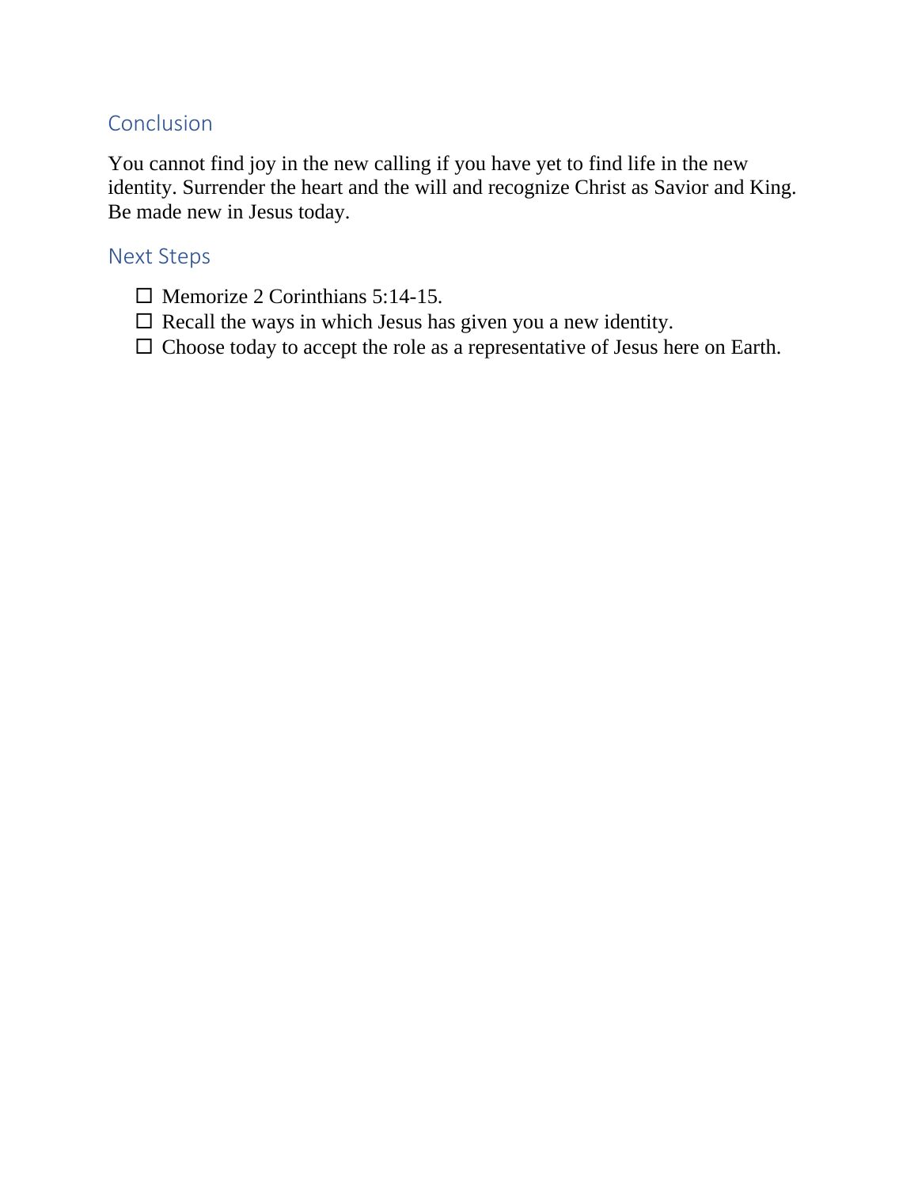## Conclusion

You cannot find joy in the new calling if you have yet to find life in the new identity. Surrender the heart and the will and recognize Christ as Savior and King. Be made new in Jesus today.

## Next Steps

- ☐ Memorize 2 Corinthians 5:14-15.
- ☐ Recall the ways in which Jesus has given you a new identity.
- ☐ Choose today to accept the role as a representative of Jesus here on Earth.